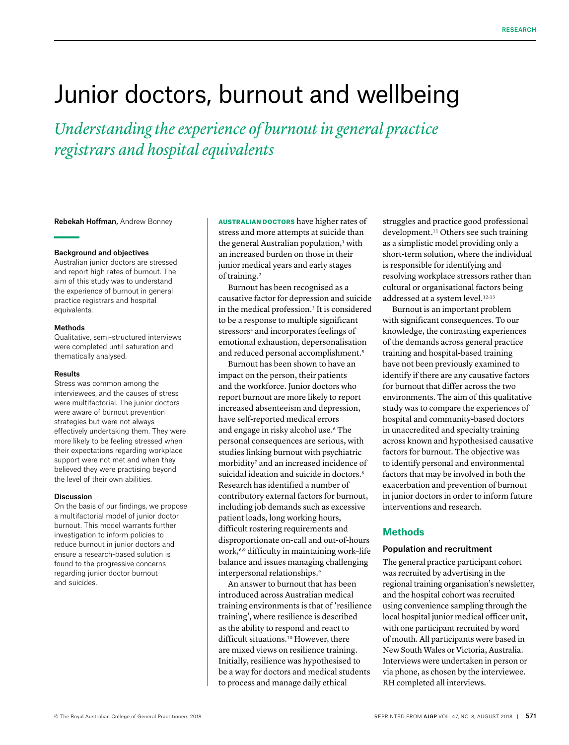# Junior doctors, burnout and wellbeing

*Understanding the experience of burnout in general practice registrars and hospital equivalents*

**Rebekah Hoffman,** Andrew Bonney

### Background and objectives

Australian junior doctors are stressed and report high rates of burnout. The aim of this study was to understand the experience of burnout in general practice registrars and hospital equivalents.

### Methods

Qualitative, semi-structured interviews were completed until saturation and thematically analysed.

### Results

Stress was common among the interviewees, and the causes of stress were multifactorial. The junior doctors were aware of burnout prevention strategies but were not always effectively undertaking them. They were more likely to be feeling stressed when their expectations regarding workplace support were not met and when they believed they were practising beyond the level of their own abilities.

### Discussion

On the basis of our findings, we propose a multifactorial model of junior doctor burnout. This model warrants further investigation to inform policies to reduce burnout in junior doctors and ensure a research-based solution is found to the progressive concerns regarding junior doctor burnout and suicides.

**AUSTRALIAN DOCTORS** have higher rates of stress and more attempts at suicide than the general Australian population,[1] with an increased burden on those in their junior medical years and early stages of training.[2]

Burnout has been recognised as a causative factor for depression and suicide in the medical profession.[3] It is considered to be a response to multiple significant stressors[4] and incorporates feelings of emotional exhaustion, depersonalisation and reduced personal accomplishment.[5]

Burnout has been shown to have an impact on the person, their patients and the workforce. Junior doctors who report burnout are more likely to report increased absenteeism and depression, have self-reported medical errors and engage in risky alcohol use.[6] The personal consequences are serious, with studies linking burnout with psychiatric morbidity[7] and an increased incidence of suicidal ideation and suicide in doctors.[8] Research has identified a number of contributory external factors for burnout, including job demands such as excessive patient loads, long working hours, difficult rostering requirements and disproportionate on-call and out-of-hours work,[6,9] difficulty in maintaining work–life balance and issues managing challenging interpersonal relationships.[9]

An answer to burnout that has been introduced across Australian medical training environments is that of 'resilience training', where resilience is described as the ability to respond and react to difficult situations.[10] However, there are mixed views on resilience training. Initially, resilience was hypothesised to be a way for doctors and medical students to process and manage daily ethical struggles and practice good professional development.[11] Others see such training as a simplistic model providing only a short-term solution, where the individual is responsible for identifying and resolving workplace stressors rather than cultural or organisational factors being addressed at a system level.[12,13]

Burnout is an important problem with significant consequences. To our knowledge, the contrasting experiences of the demands across general practice training and hospital-based training have not been previously examined to identify if there are any causative factors for burnout that differ across the two environments. The aim of this qualitative study was to compare the experiences of hospital and community-based doctors in unaccredited and specialty training across known and hypothesised causative factors for burnout. The objective was to identify personal and environmental factors that may be involved in both the exacerbation and prevention of burnout in junior doctors in order to inform future interventions and research.

## Methods

### Population and recruitment

The general practice participant cohort was recruited by advertising in the regional training organisation's newsletter, and the hospital cohort was recruited using convenience sampling through the local hospital junior medical officer unit, with one participant recruited by word of mouth. All participants were based in New South Wales or Victoria, Australia. Interviews were undertaken in person or via phone, as chosen by the interviewee. RH completed all interviews.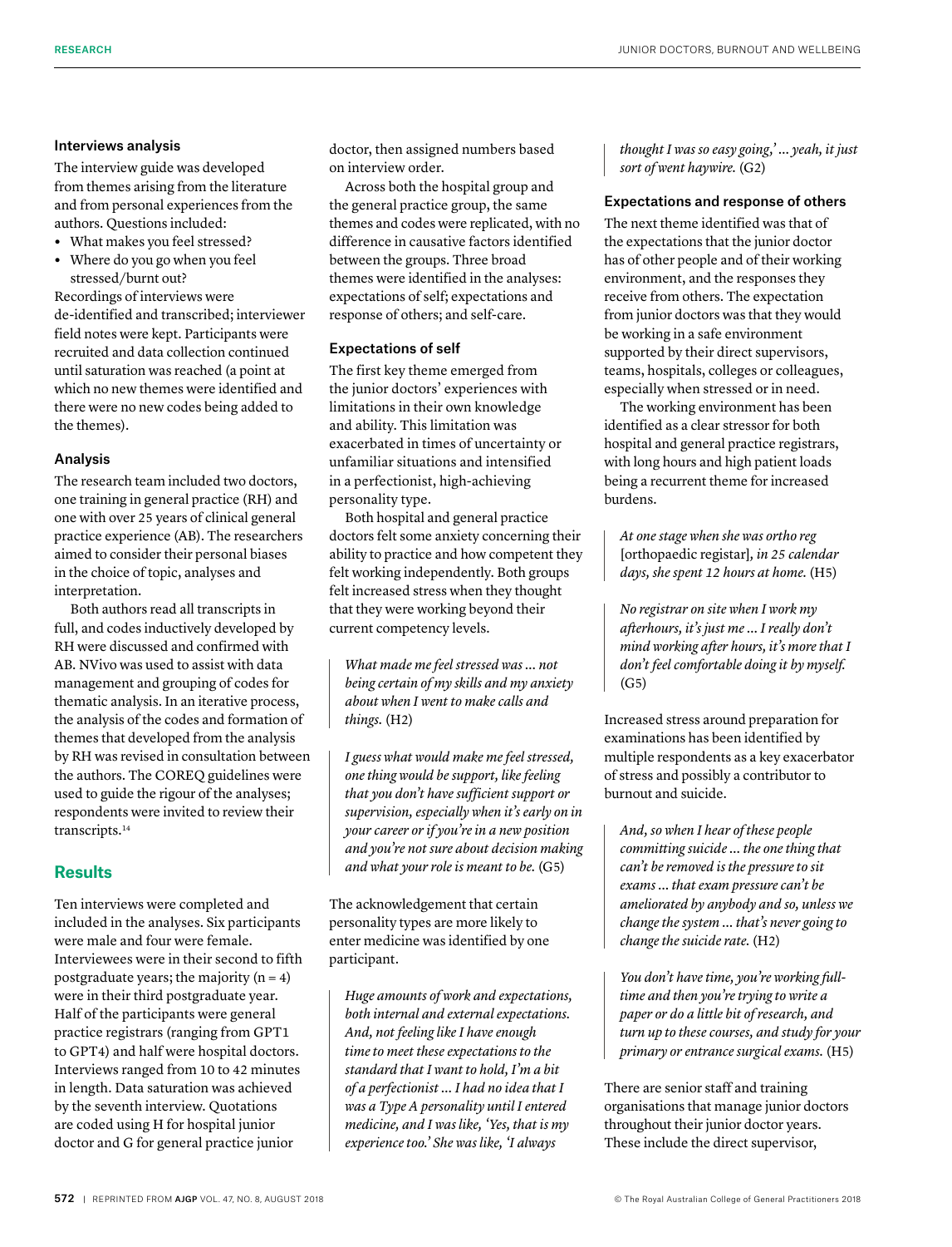### Interviews analysis

The interview guide was developed from themes arising from the literature and from personal experiences from the authors. Questions included:

- What makes you feel stressed?
- Where do you go when you feel stressed/burnt out?

Recordings of interviews were de-identified and transcribed; interviewer field notes were kept. Participants were recruited and data collection continued until saturation was reached (a point at which no new themes were identified and there were no new codes being added to the themes).

### Analysis

The research team included two doctors, one training in general practice (RH) and one with over 25 years of clinical general practice experience (AB). The researchers aimed to consider their personal biases in the choice of topic, analyses and interpretation.

Both authors read all transcripts in full, and codes inductively developed by RH were discussed and confirmed with AB. NVivo was used to assist with data management and grouping of codes for thematic analysis. In an iterative process, the analysis of the codes and formation of themes that developed from the analysis by RH was revised in consultation between the authors. The COREQ guidelines were used to guide the rigour of the analyses; respondents were invited to review their transcripts.[14]

## Results

Ten interviews were completed and included in the analyses. Six participants were male and four were female. Interviewees were in their second to fifth postgraduate years; the majority (n = 4) were in their third postgraduate year. Half of the participants were general practice registrars (ranging from GPT1 to GPT4) and half were hospital doctors. Interviews ranged from 10 to 42 minutes in length. Data saturation was achieved by the seventh interview. Quotations are coded using H for hospital junior doctor and G for general practice junior doctor, then assigned numbers based on interview order.

Across both the hospital group and the general practice group, the same themes and codes were replicated, with no difference in causative factors identified between the groups. Three broad themes were identified in the analyses: expectations of self; expectations and response of others; and self-care.

### Expectations of self

The first key theme emerged from the junior doctors' experiences with limitations in their own knowledge and ability. This limitation was exacerbated in times of uncertainty or unfamiliar situations and intensified in a perfectionist, high-achieving personality type.

Both hospital and general practice doctors felt some anxiety concerning their ability to practice and how competent they felt working independently. Both groups felt increased stress when they thought that they were working beyond their current competency levels.

> *What made me feel stressed was ... not being certain of my skills and my anxiety about when I went to make calls and things.* (H2)

> *I guess what would make me feel stressed, one thing would be support, like feeling that you don't have sufficient support or supervision, especially when it's early on in your career or if you're in a new position and you're not sure about decision making and what your role is meant to be.* (G5)

The acknowledgement that certain personality types are more likely to enter medicine was identified by one participant.

> *Huge amounts of work and expectations, both internal and external expectations. And, not feeling like I have enough time to meet these expectations to the standard that I want to hold, I'm a bit of a perfectionist ... I had no idea that I was a Type A personality until I entered medicine, and I was like, 'Yes, that is my experience too.' She was like, 'I always thought I was so easy going,' ... yeah, it just sort of went haywire.* (G2)

### Expectations and response of others

The next theme identified was that of the expectations that the junior doctor has of other people and of their working environment, and the responses they receive from others. The expectation from junior doctors was that they would be working in a safe environment supported by their direct supervisors, teams, hospitals, colleges or colleagues, especially when stressed or in need.

The working environment has been identified as a clear stressor for both hospital and general practice registrars, with long hours and high patient loads being a recurrent theme for increased burdens.

> *At one stage when she was ortho reg* [orthopaedic registar], *in 25 calendar days, she spent 12 hours at home.* (H5)

> *No registrar on site when I work my afterhours, it's just me ... I really don't mind working after hours, it's more that I don't feel comfortable doing it by myself.* (G5)

Increased stress around preparation for examinations has been identified by multiple respondents as a key exacerbator of stress and possibly a contributor to burnout and suicide.

> *And, so when I hear of these people committing suicide ... the one thing that can't be removed is the pressure to sit exams ... that exam pressure can't be ameliorated by anybody and so, unless we change the system ... that's never going to change the suicide rate.* (H2)

> *You don't have time, you're working full-time and then you're trying to write a paper or do a little bit of research, and turn up to these courses, and study for your primary or entrance surgical exams.* (H5)

There are senior staff and training organisations that manage junior doctors throughout their junior doctor years. These include the direct supervisor,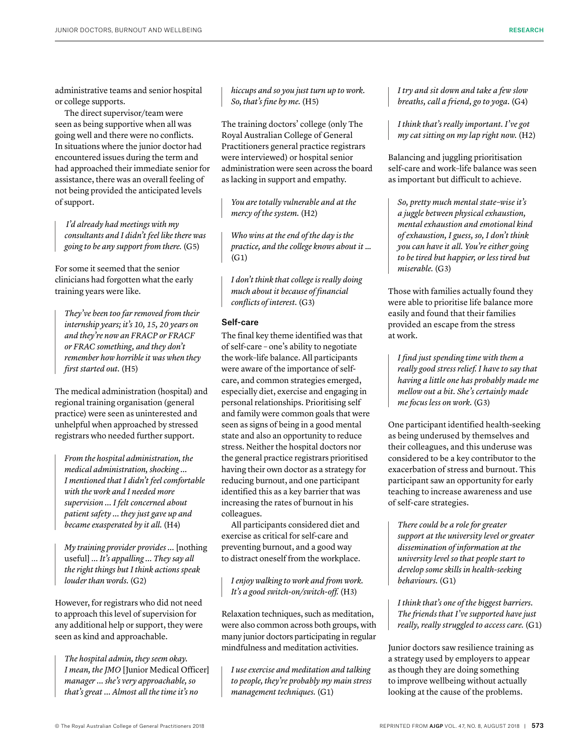administrative teams and senior hospital or college supports.

The direct supervisor/team were seen as being supportive when all was going well and there were no conflicts. In situations where the junior doctor had encountered issues during the term and had approached their immediate senior for assistance, there was an overall feeling of not being provided the anticipated levels of support.

> *I'd already had meetings with my consultants and I didn't feel like there was going to be any support from there.* (G5)

For some it seemed that the senior clinicians had forgotten what the early training years were like.

> *They've been too far removed from their internship years; it's 10, 15, 20 years on and they're now an FRACP or FRACF or FRAC something, and they don't remember how horrible it was when they first started out.* (H5)

The medical administration (hospital) and regional training organisation (general practice) were seen as uninterested and unhelpful when approached by stressed registrars who needed further support.

> *From the hospital administration, the medical administration, shocking … I mentioned that I didn't feel comfortable with the work and I needed more supervision … I felt concerned about patient safety … they just gave up and became exasperated by it all.* (H4)

> *My training provider provides …* [nothing useful] *… It's appalling … They say all the right things but I think actions speak louder than words.* (G2)

However, for registrars who did not need to approach this level of supervision for any additional help or support, they were seen as kind and approachable.

> *The hospital admin, they seem okay. I mean, the JMO* [Junior Medical Officer] *manager … she's very approachable, so that's great … Almost all the time it's no hiccups and so you just turn up to work. So, that's fine by me.* (H5)

The training doctors' college (only The Royal Australian College of General Practitioners general practice registrars were interviewed) or hospital senior administration were seen across the board as lacking in support and empathy.

> *You are totally vulnerable and at the mercy of the system.* (H2)

> *Who wins at the end of the day is the practice, and the college knows about it …* (G1)

> *I don't think that college is really doing much about it because of financial conflicts of interest.* (G3)

### Self-care

The final key theme identified was that of self-care – one's ability to negotiate the work–life balance. All participants were aware of the importance of self-care, and common strategies emerged, especially diet, exercise and engaging in personal relationships. Prioritising self and family were common goals that were seen as signs of being in a good mental state and also an opportunity to reduce stress. Neither the hospital doctors nor the general practice registrars prioritised having their own doctor as a strategy for reducing burnout, and one participant identified this as a key barrier that was increasing the rates of burnout in his colleagues.

All participants considered diet and exercise as critical for self-care and preventing burnout, and a good way to distract oneself from the workplace.

> *I enjoy walking to work and from work. It's a good switch-on/switch-off.* (H3)

Relaxation techniques, such as meditation, were also common across both groups, with many junior doctors participating in regular mindfulness and meditation activities.

> *I use exercise and meditation and talking to people, they're probably my main stress management techniques.* (G1)

> *I try and sit down and take a few slow breaths, call a friend, go to yoga.* (G4)

> *I think that's really important. I've got my cat sitting on my lap right now.* (H2)

Balancing and juggling prioritisation self-care and work–life balance was seen as important but difficult to achieve.

> *So, pretty much mental state–wise it's a juggle between physical exhaustion, mental exhaustion and emotional kind of exhaustion, I guess, so, I don't think you can have it all. You're either going to be tired but happier, or less tired but miserable.* (G3)

Those with families actually found they were able to prioritise life balance more easily and found that their families provided an escape from the stress at work.

> *I find just spending time with them a really good stress relief. I have to say that having a little one has probably made me mellow out a bit. She's certainly made me focus less on work.* (G3)

One participant identified health-seeking as being underused by themselves and their colleagues, and this underuse was considered to be a key contributor to the exacerbation of stress and burnout. This participant saw an opportunity for early teaching to increase awareness and use of self-care strategies.

> *There could be a role for greater support at the university level or greater dissemination of information at the university level so that people start to develop some skills in health-seeking behaviours.* (G1)

> *I think that's one of the biggest barriers. The friends that I've supported have just really, really struggled to access care.* (G1)

Junior doctors saw resilience training as a strategy used by employers to appear as though they are doing something to improve wellbeing without actually looking at the cause of the problems.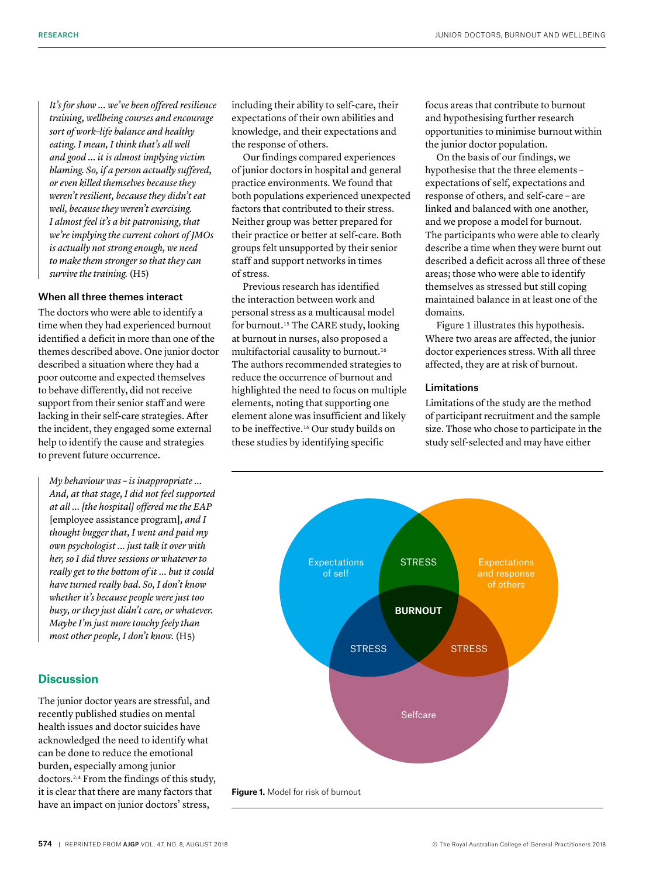*It's for show ... we've been offered resilience training, wellbeing courses and encourage sort of work–life balance and healthy eating. I mean, I think that's all well and good ... it is almost implying victim blaming. So, if a person actually suffered, or even killed themselves because they weren't resilient, because they didn't eat well, because they weren't exercising. I almost feel it's a bit patronising, that we're implying the current cohort of JMOs is actually not strong enough, we need to make them stronger so that they can survive the training.* (H5)

### When all three themes interact

The doctors who were able to identify a time when they had experienced burnout identified a deficit in more than one of the themes described above. One junior doctor described a situation where they had a poor outcome and expected themselves to behave differently, did not receive support from their senior staff and were lacking in their self-care strategies. After the incident, they engaged some external help to identify the cause and strategies to prevent future occurrence.

*My behaviour was – is inappropriate ... And, at that stage, I did not feel supported at all ... [the hospital] offered me the EAP* [employee assistance program]*, and I thought bugger that, I went and paid my own psychologist ... just talk it over with her, so I did three sessions or whatever to really get to the bottom of it ... but it could have turned really bad. So, I don't know whether it's because people were just too busy, or they just didn't care, or whatever. Maybe I'm just more touchy feely than most other people, I don't know.* (H5)

## Discussion

The junior doctor years are stressful, and recently published studies on mental health issues and doctor suicides have acknowledged the need to identify what can be done to reduce the emotional burden, especially among junior doctors.[2–4] From the findings of this study, it is clear that there are many factors that have an impact on junior doctors' stress, including their ability to self-care, their expectations of their own abilities and knowledge, and their expectations and the response of others.

Our findings compared experiences of junior doctors in hospital and general practice environments. We found that both populations experienced unexpected factors that contributed to their stress. Neither group was better prepared for their practice or better at self-care. Both groups felt unsupported by their senior staff and support networks in times of stress.

Previous research has identified the interaction between work and personal stress as a multicausal model for burnout.[15] The CARE study, looking at burnout in nurses, also proposed a multifactorial causality to burnout.[16] The authors recommended strategies to reduce the occurrence of burnout and highlighted the need to focus on multiple elements, noting that supporting one element alone was insufficient and likely to be ineffective.[16] Our study builds on these studies by identifying specific focus areas that contribute to burnout and hypothesising further research opportunities to minimise burnout within the junior doctor population.

On the basis of our findings, we hypothesise that the three elements – expectations of self, expectations and response of others, and self-care – are linked and balanced with one another, and we propose a model for burnout. The participants who were able to clearly describe a time when they were burnt out described a deficit across all three of these areas; those who were able to identify themselves as stressed but still coping maintained balance in at least one of the domains.

Figure 1 illustrates this hypothesis. Where two areas are affected, the junior doctor experiences stress. With all three affected, they are at risk of burnout.

### Limitations

Limitations of the study are the method of participant recruitment and the sample size. Those who chose to participate in the study self-selected and may have either

**Figure 1.** Model for risk of burnout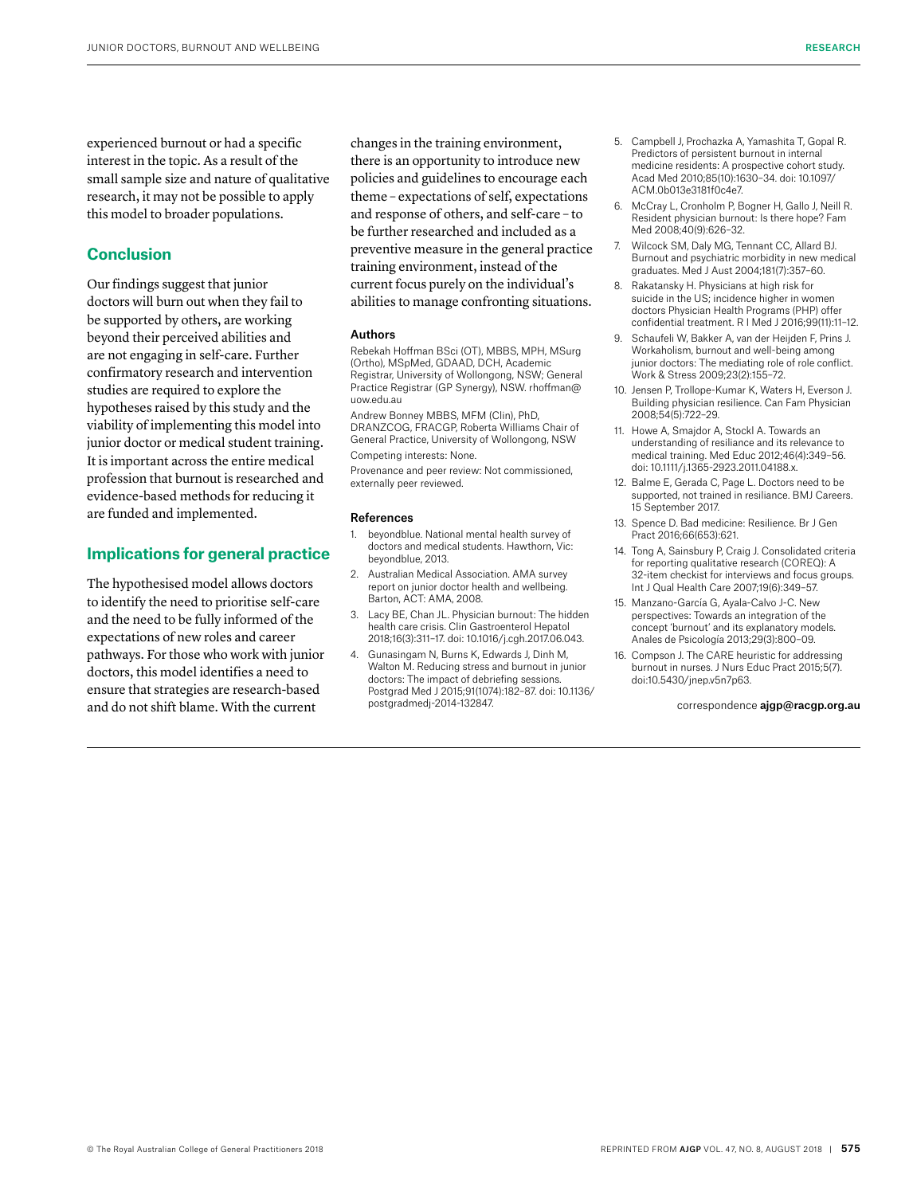experienced burnout or had a specific interest in the topic. As a result of the small sample size and nature of qualitative research, it may not be possible to apply this model to broader populations.

## Conclusion

Our findings suggest that junior doctors will burn out when they fail to be supported by others, are working beyond their perceived abilities and are not engaging in self-care. Further confirmatory research and intervention studies are required to explore the hypotheses raised by this study and the viability of implementing this model into junior doctor or medical student training. It is important across the entire medical profession that burnout is researched and evidence-based methods for reducing it are funded and implemented.

## Implications for general practice

The hypothesised model allows doctors to identify the need to prioritise self-care and the need to be fully informed of the expectations of new roles and career pathways. For those who work with junior doctors, this model identifies a need to ensure that strategies are research-based and do not shift blame. With the current changes in the training environment, there is an opportunity to introduce new policies and guidelines to encourage each theme – expectations of self, expectations and response of others, and self-care – to be further researched and included as a preventive measure in the general practice training environment, instead of the current focus purely on the individual's abilities to manage confronting situations.

### Authors

Rebekah Hoffman BSci (OT), MBBS, MPH, MSurg (Ortho), MSpMed, GDAAD, DCH, Academic Registrar, University of Wollongong, NSW; General Practice Registrar (GP Synergy), NSW. rhoffman@uow.edu.au

Andrew Bonney MBBS, MFM (Clin), PhD, DRANZCOG, FRACGP, Roberta Williams Chair of General Practice, University of Wollongong, NSW

Competing interests: None.

Provenance and peer review: Not commissioned, externally peer reviewed.

### References

1. beyondblue. National mental health survey of doctors and medical students. Hawthorn, Vic: beyondblue, 2013.
2. Australian Medical Association. AMA survey report on junior doctor health and wellbeing. Barton, ACT: AMA, 2008.
3. Lacy BE, Chan JL. Physician burnout: The hidden health care crisis. Clin Gastroenterol Hepatol 2018;16(3):311–17. doi: 10.1016/j.cgh.2017.06.043.
4. Gunasingam N, Burns K, Edwards J, Dinh M, Walton M. Reducing stress and burnout in junior doctors: The impact of debriefing sessions. Postgrad Med J 2015;91(1074):182–87. doi: 10.1136/postgradmedj-2014-132847.
5. Campbell J, Prochazka A, Yamashita T, Gopal R. Predictors of persistent burnout in internal medicine residents: A prospective cohort study. Acad Med 2010;85(10):1630–34. doi: 10.1097/ACM.0b013e3181f0c4e7.
6. McCray L, Cronholm P, Bogner H, Gallo J, Neill R. Resident physician burnout: Is there hope? Fam Med 2008;40(9):626–32.
7. Wilcock SM, Daly MG, Tennant CC, Allard BJ. Burnout and psychiatric morbidity in new medical graduates. Med J Aust 2004;181(7):357–60.
8. Rakatansky H. Physicians at high risk for suicide in the US; incidence higher in women doctors Physician Health Programs (PHP) offer confidential treatment. R I Med J 2016;99(11):11–12.
9. Schaufeli W, Bakker A, van der Heijden F, Prins J. Workaholism, burnout and well-being among junior doctors: The mediating role of role conflict. Work & Stress 2009;23(2):155–72.
10. Jensen P, Trollope-Kumar K, Waters H, Everson J. Building physician resilience. Can Fam Physician 2008;54(5):722–29.
11. Howe A, Smajdor A, Stockl A. Towards an understanding of resiliance and its relevance to medical training. Med Educ 2012;46(4):349–56. doi: 10.1111/j.1365-2923.2011.04188.x.
12. Balme E, Gerada C, Page L. Doctors need to be supported, not trained in resiliance. BMJ Careers. 15 September 2017.
13. Spence D. Bad medicine: Resilience. Br J Gen Pract 2016;66(653):621.
14. Tong A, Sainsbury P, Craig J. Consolidated criteria for reporting qualitative research (COREQ): A 32-item checklist for interviews and focus groups. Int J Qual Health Care 2007;19(6):349–57.
15. Manzano-García G, Ayala-Calvo J-C. New perspectives: Towards an integration of the concept 'burnout' and its explanatory models. Anales de Psicología 2013;29(3):800–09.
16. Compson J. The CARE heuristic for addressing burnout in nurses. J Nurs Educ Pract 2015;5(7). doi:10.5430/jnep.v5n7p63.

correspondence **ajgp@racgp.org.au**